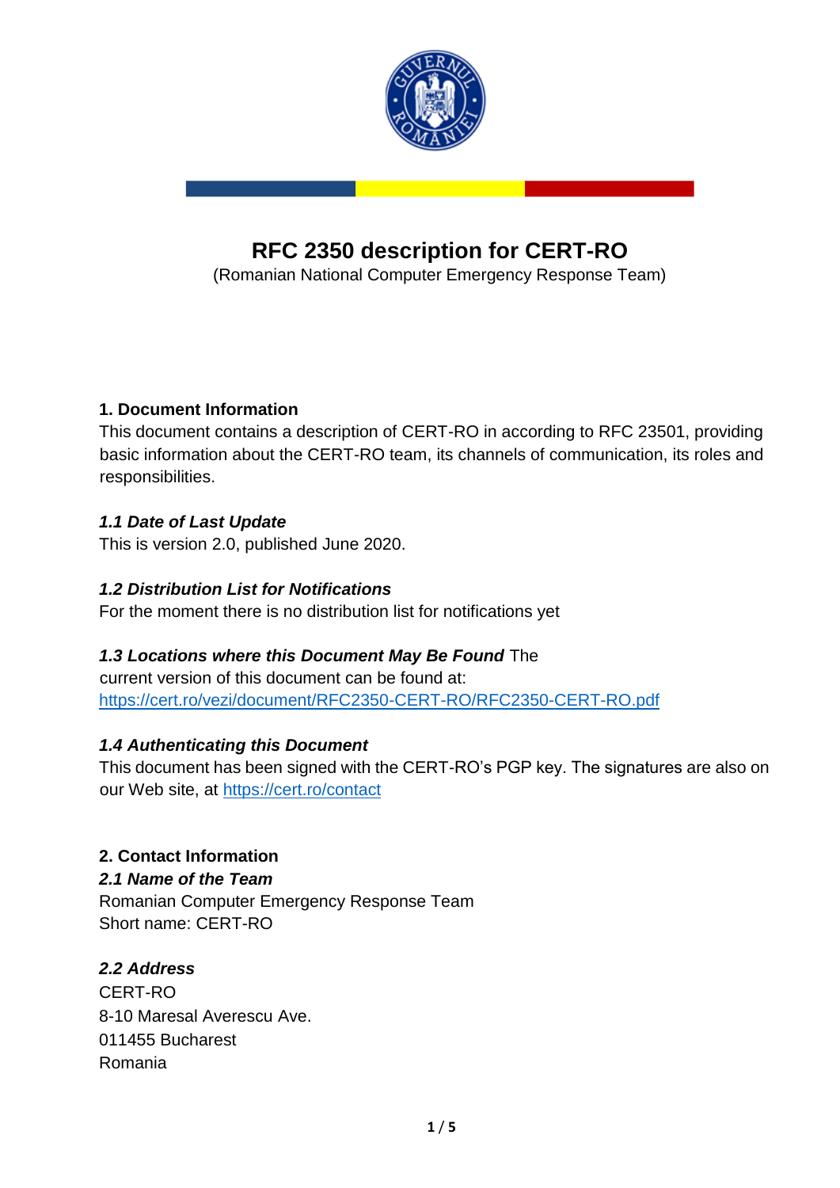# RFC 2350 description for CERT-RO

(Romanian National Computer Emergency Response Team)

## 1. Document Information

This document contains a description of CERT-RO in according to RFC 23501, providing basic information about the CERT-RO team, its channels of communication, its roles and responsibilities.

### *1.1 Date of Last Update*

This is version 2.0, published June 2020.

### *1.2 Distribution List for Notifications*

For the moment there is no distribution list for notifications yet

### *1.3 Locations where this Document May Be Found*

The current version of this document can be found at: https://cert.ro/vezi/document/RFC2350-CERT-RO/RFC2350-CERT-RO.pdf

### *1.4 Authenticating this Document*

This document has been signed with the CERT-RO's PGP key. The signatures are also on our Web site, at https://cert.ro/contact

## 2. Contact Information

### *2.1 Name of the Team*

Romanian Computer Emergency Response Team
Short name: CERT-RO

### *2.2 Address*

CERT-RO
8-10 Maresal Averescu Ave.
011455 Bucharest
Romania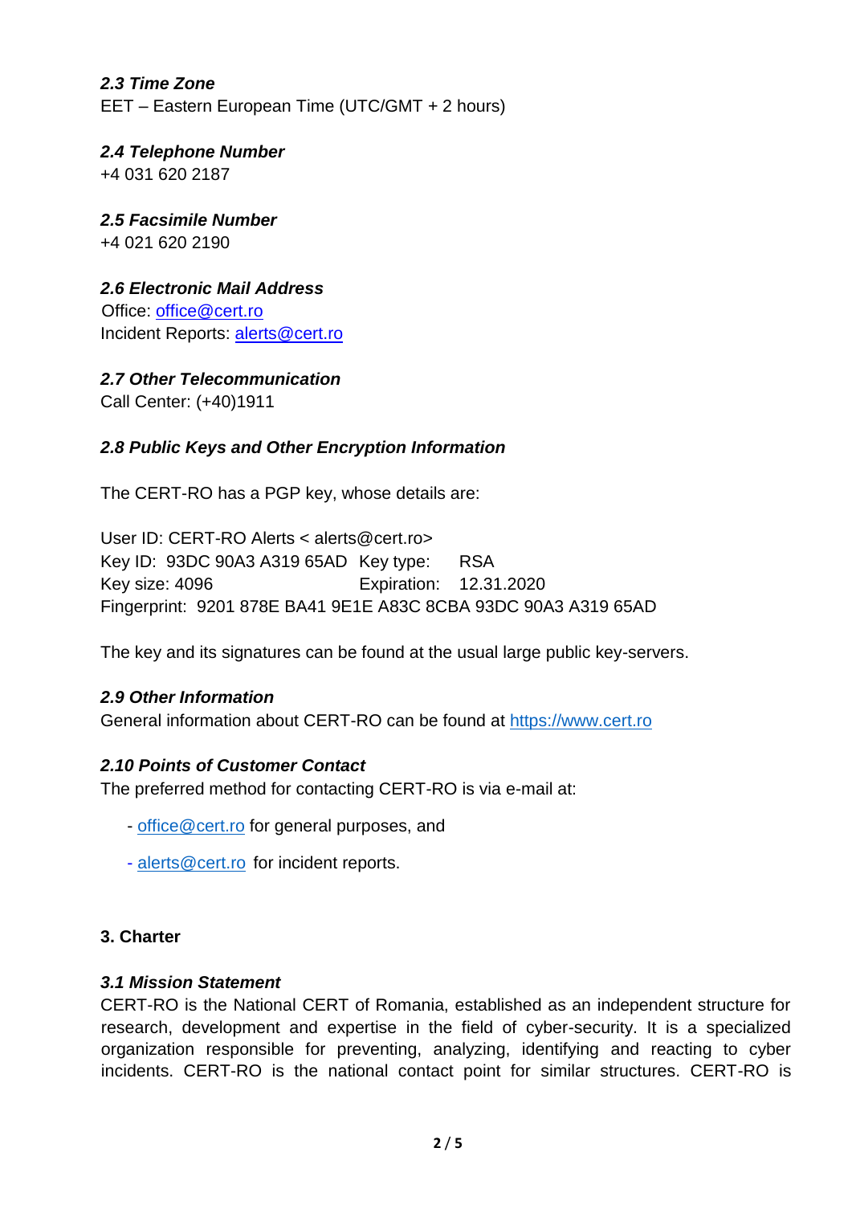### *2.3 Time Zone*

EET – Eastern European Time (UTC/GMT + 2 hours)

### *2.4 Telephone Number*

+4 031 620 2187

### *2.5 Facsimile Number*

+4 021 620 2190

### *2.6 Electronic Mail Address*

Office: office@cert.ro
Incident Reports: alerts@cert.ro

### *2.7 Other Telecommunication*

Call Center: (+40)1911

### *2.8 Public Keys and Other Encryption Information*

The CERT-RO has a PGP key, whose details are:

User ID: CERT-RO Alerts < alerts@cert.ro>
Key ID: 93DC 90A3 A319 65AD Key type: RSA
Key size: 4096 Expiration: 12.31.2020
Fingerprint: 9201 878E BA41 9E1E A83C 8CBA 93DC 90A3 A319 65AD

The key and its signatures can be found at the usual large public key-servers.

### *2.9 Other Information*

General information about CERT-RO can be found at https://www.cert.ro

### *2.10 Points of Customer Contact*

The preferred method for contacting CERT-RO is via e-mail at:

- office@cert.ro for general purposes, and
- alerts@cert.ro for incident reports.

## 3. Charter

### *3.1 Mission Statement*

CERT-RO is the National CERT of Romania, established as an independent structure for research, development and expertise in the field of cyber-security. It is a specialized organization responsible for preventing, analyzing, identifying and reacting to cyber incidents. CERT-RO is the national contact point for similar structures. CERT-RO is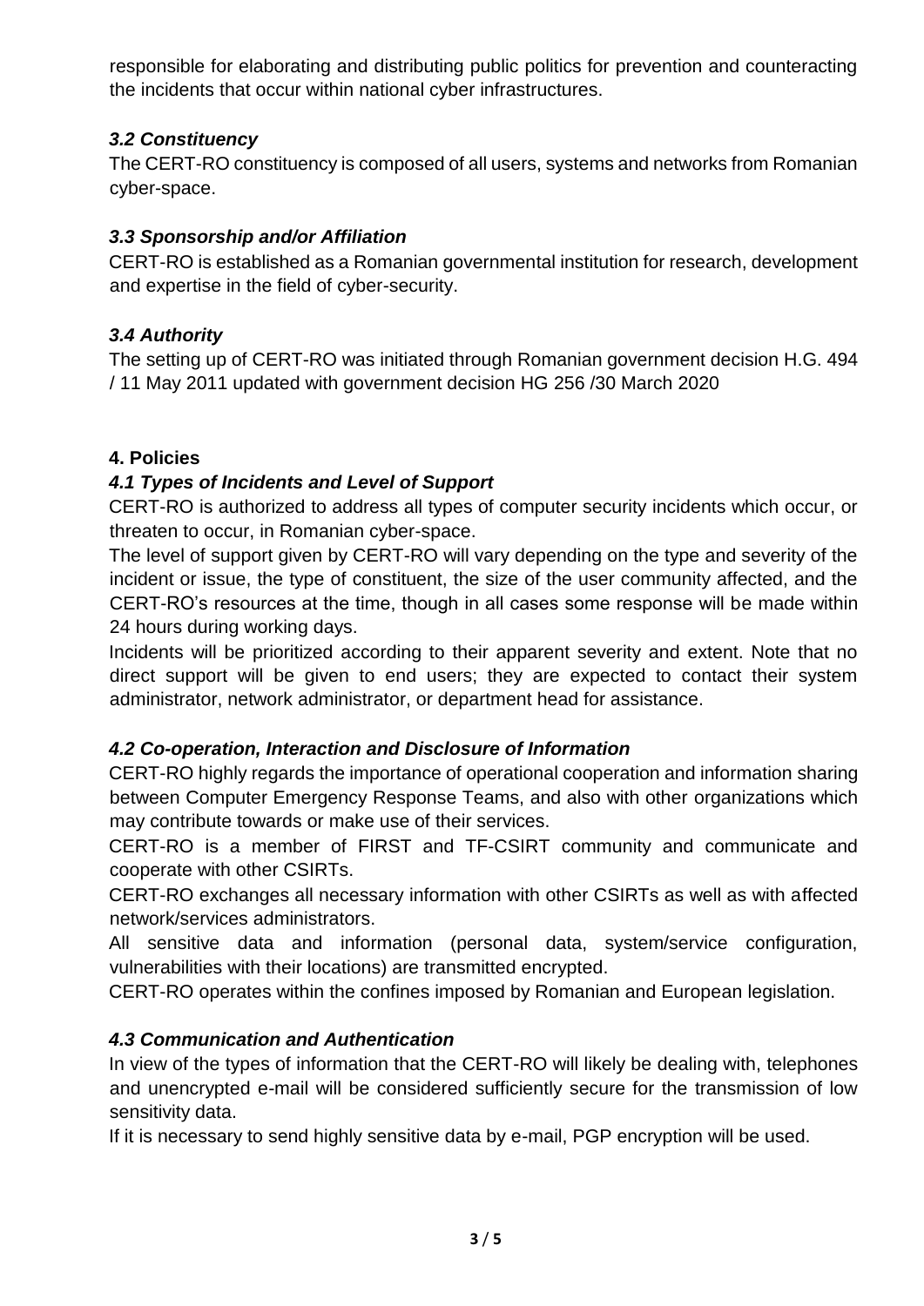responsible for elaborating and distributing public politics for prevention and counteracting the incidents that occur within national cyber infrastructures.

### *3.2 Constituency*

The CERT-RO constituency is composed of all users, systems and networks from Romanian cyber-space.

### *3.3 Sponsorship and/or Affiliation*

CERT-RO is established as a Romanian governmental institution for research, development and expertise in the field of cyber-security.

### *3.4 Authority*

The setting up of CERT-RO was initiated through Romanian government decision H.G. 494 / 11 May 2011 updated with government decision HG 256 /30 March 2020

## 4. Policies

### *4.1 Types of Incidents and Level of Support*

CERT-RO is authorized to address all types of computer security incidents which occur, or threaten to occur, in Romanian cyber-space.

The level of support given by CERT-RO will vary depending on the type and severity of the incident or issue, the type of constituent, the size of the user community affected, and the CERT-RO's resources at the time, though in all cases some response will be made within 24 hours during working days.

Incidents will be prioritized according to their apparent severity and extent. Note that no direct support will be given to end users; they are expected to contact their system administrator, network administrator, or department head for assistance.

### *4.2 Co-operation, Interaction and Disclosure of Information*

CERT-RO highly regards the importance of operational cooperation and information sharing between Computer Emergency Response Teams, and also with other organizations which may contribute towards or make use of their services.

CERT-RO is a member of FIRST and TF-CSIRT community and communicate and cooperate with other CSIRTs.

CERT-RO exchanges all necessary information with other CSIRTs as well as with affected network/services administrators.

All sensitive data and information (personal data, system/service configuration, vulnerabilities with their locations) are transmitted encrypted.

CERT-RO operates within the confines imposed by Romanian and European legislation.

### *4.3 Communication and Authentication*

In view of the types of information that the CERT-RO will likely be dealing with, telephones and unencrypted e-mail will be considered sufficiently secure for the transmission of low sensitivity data.

If it is necessary to send highly sensitive data by e-mail, PGP encryption will be used.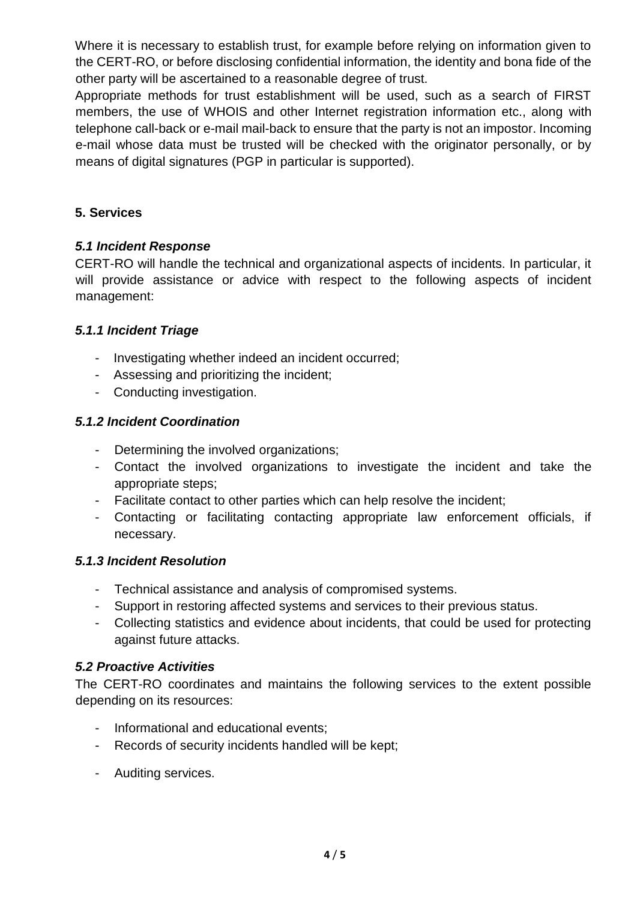Where it is necessary to establish trust, for example before relying on information given to the CERT-RO, or before disclosing confidential information, the identity and bona fide of the other party will be ascertained to a reasonable degree of trust.

Appropriate methods for trust establishment will be used, such as a search of FIRST members, the use of WHOIS and other Internet registration information etc., along with telephone call-back or e-mail mail-back to ensure that the party is not an impostor. Incoming e-mail whose data must be trusted will be checked with the originator personally, or by means of digital signatures (PGP in particular is supported).

## 5. Services

### *5.1 Incident Response*

CERT-RO will handle the technical and organizational aspects of incidents. In particular, it will provide assistance or advice with respect to the following aspects of incident management:

#### *5.1.1 Incident Triage*

- Investigating whether indeed an incident occurred;
- Assessing and prioritizing the incident;
- Conducting investigation.

#### *5.1.2 Incident Coordination*

- Determining the involved organizations;
- Contact the involved organizations to investigate the incident and take the appropriate steps;
- Facilitate contact to other parties which can help resolve the incident;
- Contacting or facilitating contacting appropriate law enforcement officials, if necessary.

#### *5.1.3 Incident Resolution*

- Technical assistance and analysis of compromised systems.
- Support in restoring affected systems and services to their previous status.
- Collecting statistics and evidence about incidents, that could be used for protecting against future attacks.

### *5.2 Proactive Activities*

The CERT-RO coordinates and maintains the following services to the extent possible depending on its resources:

- Informational and educational events;
- Records of security incidents handled will be kept;
- Auditing services.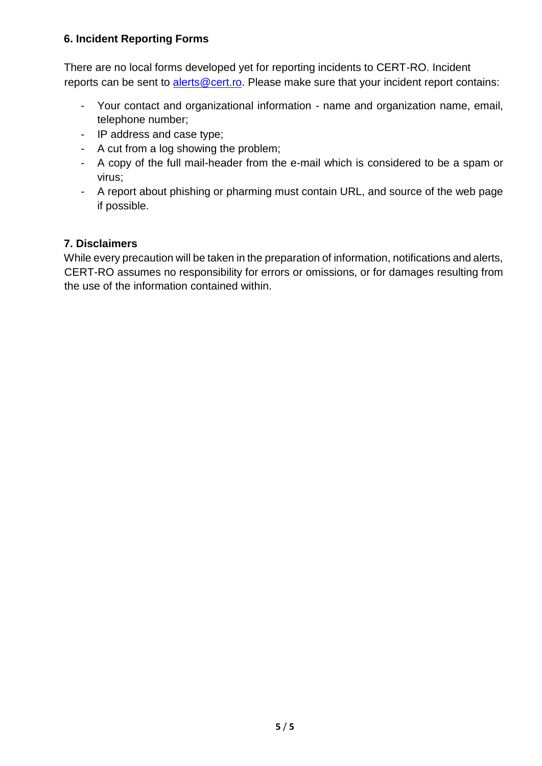## 6. Incident Reporting Forms

There are no local forms developed yet for reporting incidents to CERT-RO. Incident reports can be sent to alerts@cert.ro. Please make sure that your incident report contains:

- Your contact and organizational information - name and organization name, email, telephone number;
- IP address and case type;
- A cut from a log showing the problem;
- A copy of the full mail-header from the e-mail which is considered to be a spam or virus;
- A report about phishing or pharming must contain URL, and source of the web page if possible.

## 7. Disclaimers

While every precaution will be taken in the preparation of information, notifications and alerts, CERT-RO assumes no responsibility for errors or omissions, or for damages resulting from the use of the information contained within.